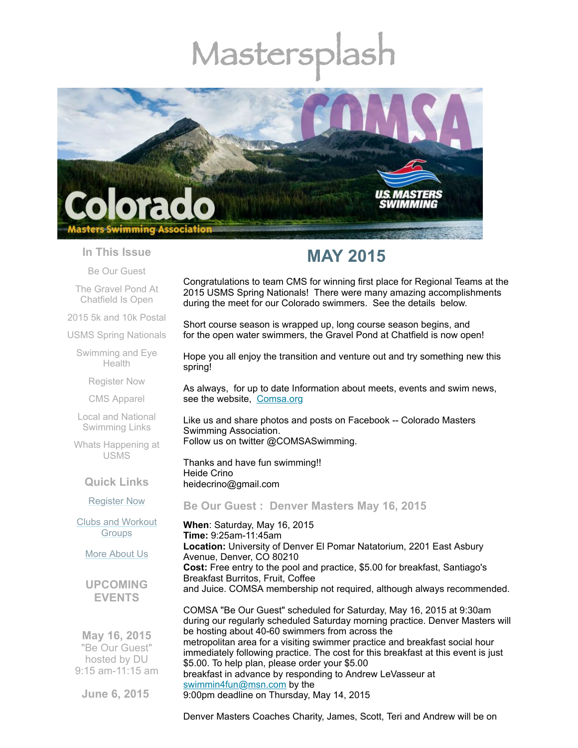# Mastersplash

In This Issue

Be Our Guest

The Gravel Pond At Chatfield Is Open

2015 5k and 10k Postal

USMS Spring Nationals

Swimming and Eye Health

Register Now

CMS Apparel

Local and National Swimming Links

Whats Happening at USMS

Quick Links

Register Now

Clubs and Workout Groups

More About Us

UPCOMING EVENTS

**May 16, 2015**
"Be Our Guest" hosted by DU
9:15 am-11:15 am

**June 6, 2015**

## MAY 2015

Congratulations to team CMS for winning first place for Regional Teams at the 2015 USMS Spring Nationals! There were many amazing accomplishments during the meet for our Colorado swimmers. See the details below.

Short course season is wrapped up, long course season begins, and for the open water swimmers, the Gravel Pond at Chatfield is now open!

Hope you all enjoy the transition and venture out and try something new this spring!

As always, for up to date Information about meets, events and swim news, see the website, Comsa.org

Like us and share photos and posts on Facebook -- Colorado Masters Swimming Association.
Follow us on twitter @COMSASwimming.

Thanks and have fun swimming!!
Heide Crino
heidecrino@gmail.com

### Be Our Guest : Denver Masters May 16, 2015

**When**: Saturday, May 16, 2015
**Time:** 9:25am-11:45am
**Location:** University of Denver El Pomar Natatorium, 2201 East Asbury Avenue, Denver, CO 80210
**Cost:** Free entry to the pool and practice, $5.00 for breakfast, Santiago's Breakfast Burritos, Fruit, Coffee and Juice. COMSA membership not required, although always recommended.

COMSA "Be Our Guest" scheduled for Saturday, May 16, 2015 at 9:30am during our regularly scheduled Saturday morning practice. Denver Masters will be hosting about 40-60 swimmers from across the metropolitan area for a visiting swimmer practice and breakfast social hour immediately following practice. The cost for this breakfast at this event is just $5.00. To help plan, please order your $5.00 breakfast in advance by responding to Andrew LeVasseur at swimmin4fun@msn.com by the 9:00pm deadline on Thursday, May 14, 2015

Denver Masters Coaches Charity, James, Scott, Teri and Andrew will be on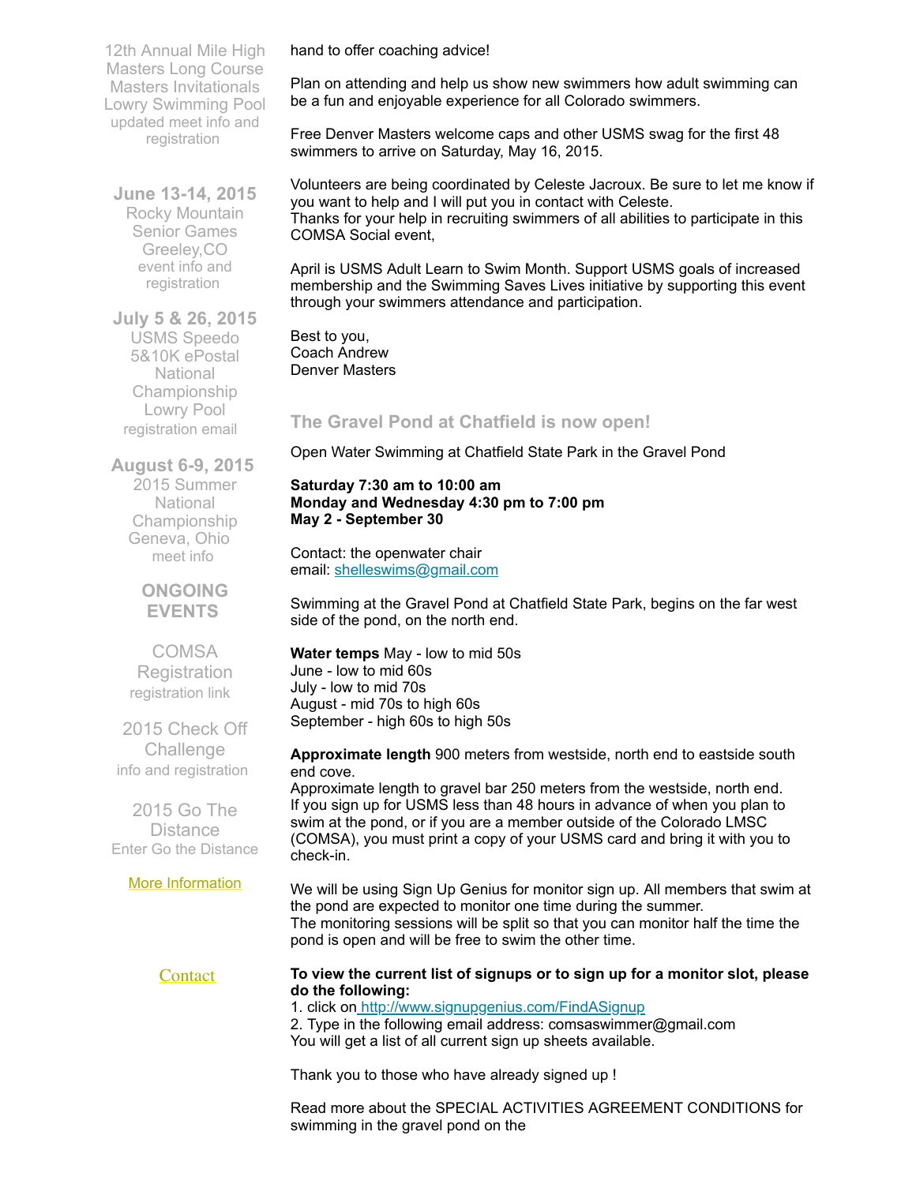12th Annual Mile High Masters Long Course Masters Invitationals Lowry Swimming Pool
updated meet info and registration

**June 13-14, 2015**
Rocky Mountain Senior Games Greeley,CO
event info and registration

**July 5 & 26, 2015**
USMS Speedo 5&10K ePostal National Championship Lowry Pool
registration email

**August 6-9, 2015**
2015 Summer National Championship Geneva, Ohio
meet info

**ONGOING EVENTS**

COMSA Registration
registration link

2015 Check Off Challenge
info and registration

2015 Go The Distance
Enter Go the Distance

More Information

Contact

hand to offer coaching advice!

Plan on attending and help us show new swimmers how adult swimming can be a fun and enjoyable experience for all Colorado swimmers.

Free Denver Masters welcome caps and other USMS swag for the first 48 swimmers to arrive on Saturday, May 16, 2015.

Volunteers are being coordinated by Celeste Jacroux. Be sure to let me know if you want to help and I will put you in contact with Celeste.
Thanks for your help in recruiting swimmers of all abilities to participate in this COMSA Social event,

April is USMS Adult Learn to Swim Month. Support USMS goals of increased membership and the Swimming Saves Lives initiative by supporting this event through your swimmers attendance and participation.

Best to you,
Coach Andrew
Denver Masters

## The Gravel Pond at Chatfield is now open!

Open Water Swimming at Chatfield State Park in the Gravel Pond

**Saturday 7:30 am to 10:00 am**
**Monday and Wednesday 4:30 pm to 7:00 pm**
**May 2 - September 30**

Contact: the openwater chair
email: shelleswims@gmail.com

Swimming at the Gravel Pond at Chatfield State Park, begins on the far west side of the pond, on the north end.

**Water temps** May - low to mid 50s
June - low to mid 60s
July - low to mid 70s
August - mid 70s to high 60s
September - high 60s to high 50s

**Approximate length** 900 meters from westside, north end to eastside south end cove.
Approximate length to gravel bar 250 meters from the westside, north end.
If you sign up for USMS less than 48 hours in advance of when you plan to swim at the pond, or if you are a member outside of the Colorado LMSC (COMSA), you must print a copy of your USMS card and bring it with you to check-in.

We will be using Sign Up Genius for monitor sign up. All members that swim at the pond are expected to monitor one time during the summer.
The monitoring sessions will be split so that you can monitor half the time the pond is open and will be free to swim the other time.

**To view the current list of signups or to sign up for a monitor slot, please do the following:**
1. click on http://www.signupgenius.com/FindASignup
2. Type in the following email address: comsaswimmer@gmail.com
You will get a list of all current sign up sheets available.

Thank you to those who have already signed up !

Read more about the SPECIAL ACTIVITIES AGREEMENT CONDITIONS for swimming in the gravel pond on the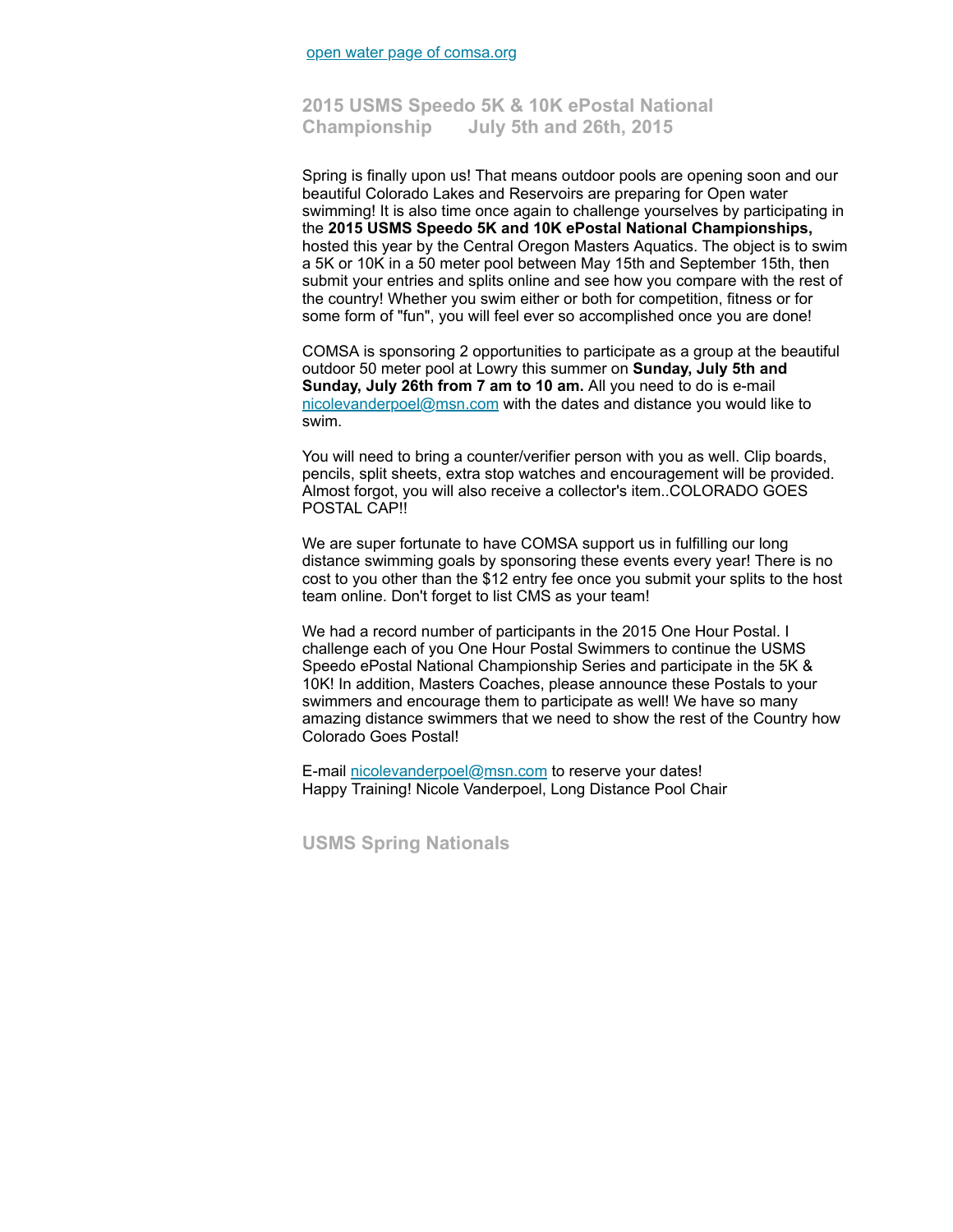[open water page of comsa.org](open water page of comsa.org)

## 2015 USMS Speedo 5K & 10K ePostal National Championship July 5th and 26th, 2015

Spring is finally upon us! That means outdoor pools are opening soon and our beautiful Colorado Lakes and Reservoirs are preparing for Open water swimming! It is also time once again to challenge yourselves by participating in the **2015 USMS Speedo 5K and 10K ePostal National Championships,** hosted this year by the Central Oregon Masters Aquatics. The object is to swim a 5K or 10K in a 50 meter pool between May 15th and September 15th, then submit your entries and splits online and see how you compare with the rest of the country! Whether you swim either or both for competition, fitness or for some form of "fun", you will feel ever so accomplished once you are done!

COMSA is sponsoring 2 opportunities to participate as a group at the beautiful outdoor 50 meter pool at Lowry this summer on **Sunday, July 5th and Sunday, July 26th from 7 am to 10 am.** All you need to do is e-mail nicolevanderpoel@msn.com with the dates and distance you would like to swim.

You will need to bring a counter/verifier person with you as well. Clip boards, pencils, split sheets, extra stop watches and encouragement will be provided. Almost forgot, you will also receive a collector's item..COLORADO GOES POSTAL CAP!!

We are super fortunate to have COMSA support us in fulfilling our long distance swimming goals by sponsoring these events every year! There is no cost to you other than the $12 entry fee once you submit your splits to the host team online. Don't forget to list CMS as your team!

We had a record number of participants in the 2015 One Hour Postal. I challenge each of you One Hour Postal Swimmers to continue the USMS Speedo ePostal National Championship Series and participate in the 5K & 10K! In addition, Masters Coaches, please announce these Postals to your swimmers and encourage them to participate as well! We have so many amazing distance swimmers that we need to show the rest of the Country how Colorado Goes Postal!

E-mail nicolevanderpoel@msn.com to reserve your dates!
Happy Training! Nicole Vanderpoel, Long Distance Pool Chair

## USMS Spring Nationals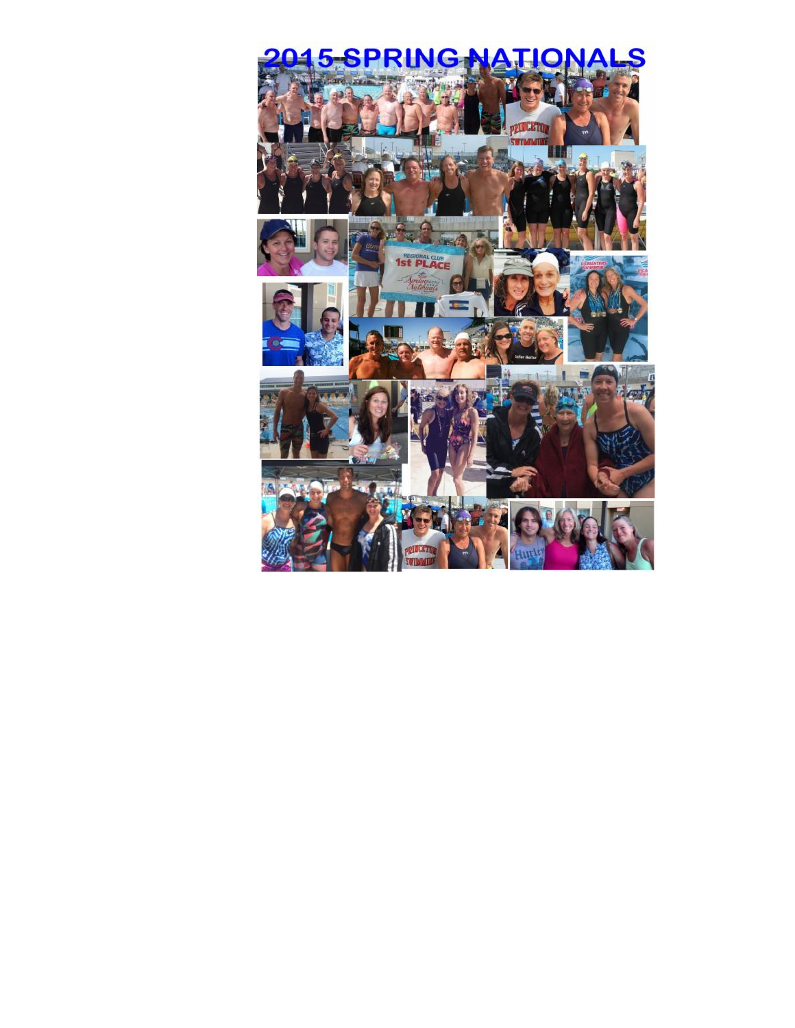# 2015 SPRING NATIONALS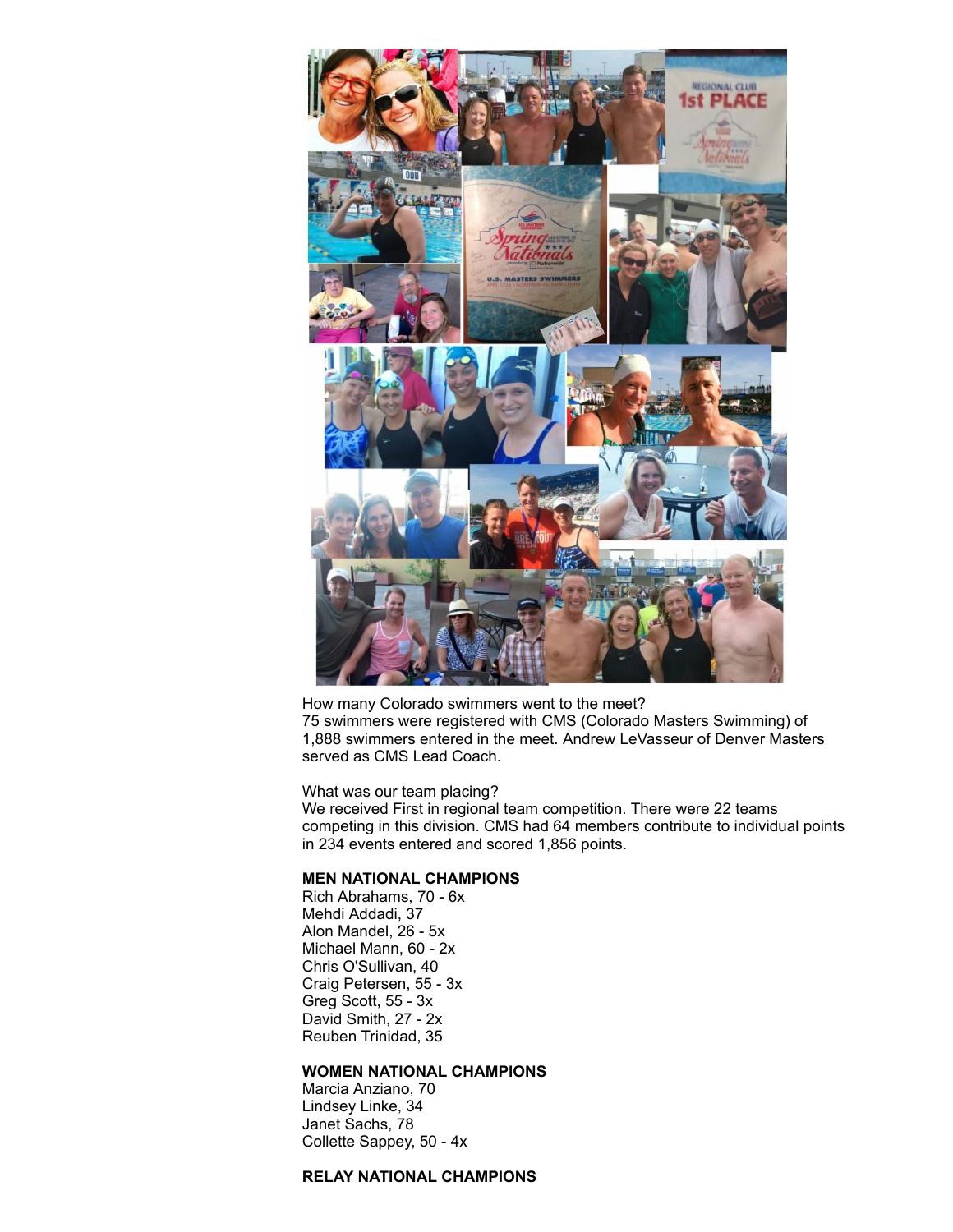How many Colorado swimmers went to the meet?
75 swimmers were registered with CMS (Colorado Masters Swimming) of 1,888 swimmers entered in the meet. Andrew LeVasseur of Denver Masters served as CMS Lead Coach.

What was our team placing?
We received First in regional team competition. There were 22 teams competing in this division. CMS had 64 members contribute to individual points in 234 events entered and scored 1,856 points.

**MEN NATIONAL CHAMPIONS**
Rich Abrahams, 70 - 6x
Mehdi Addadi, 37
Alon Mandel, 26 - 5x
Michael Mann, 60 - 2x
Chris O'Sullivan, 40
Craig Petersen, 55 - 3x
Greg Scott, 55 - 3x
David Smith, 27 - 2x
Reuben Trinidad, 35

**WOMEN NATIONAL CHAMPIONS**
Marcia Anziano, 70
Lindsey Linke, 34
Janet Sachs, 78
Collette Sappey, 50 - 4x

**RELAY NATIONAL CHAMPIONS**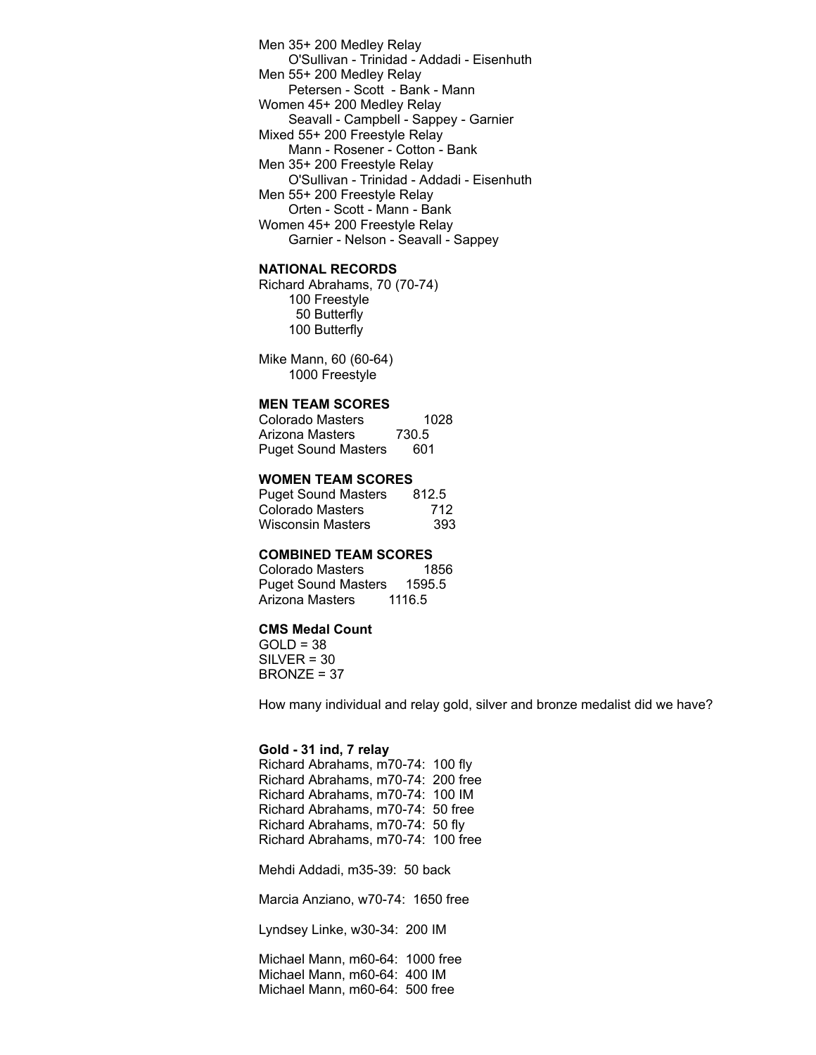Men 35+ 200 Medley Relay
O'Sullivan - Trinidad - Addadi - Eisenhuth
Men 55+ 200 Medley Relay
Petersen - Scott - Bank - Mann
Women 45+ 200 Medley Relay
Seavall - Campbell - Sappey - Garnier
Mixed 55+ 200 Freestyle Relay
Mann - Rosener - Cotton - Bank
Men 35+ 200 Freestyle Relay
O'Sullivan - Trinidad - Addadi - Eisenhuth
Men 55+ 200 Freestyle Relay
Orten - Scott - Mann - Bank
Women 45+ 200 Freestyle Relay
Garnier - Nelson - Seavall - Sappey

**NATIONAL RECORDS**

Richard Abrahams, 70 (70-74)
100 Freestyle
50 Butterfly
100 Butterfly

Mike Mann, 60 (60-64)
1000 Freestyle

**MEN TEAM SCORES**

| | |
|---|---|
| Colorado Masters | 1028 |
| Arizona Masters | 730.5 |
| Puget Sound Masters | 601 |

**WOMEN TEAM SCORES**

| | |
|---|---|
| Puget Sound Masters | 812.5 |
| Colorado Masters | 712 |
| Wisconsin Masters | 393 |

**COMBINED TEAM SCORES**

| | |
|---|---|
| Colorado Masters | 1856 |
| Puget Sound Masters | 1595.5 |
| Arizona Masters | 1116.5 |

**CMS Medal Count**

GOLD = 38
SILVER = 30
BRONZE = 37

How many individual and relay gold, silver and bronze medalist did we have?

**Gold - 31 ind, 7 relay**

Richard Abrahams, m70-74: 100 fly
Richard Abrahams, m70-74: 200 free
Richard Abrahams, m70-74: 100 IM
Richard Abrahams, m70-74: 50 free
Richard Abrahams, m70-74: 50 fly
Richard Abrahams, m70-74: 100 free

Mehdi Addadi, m35-39: 50 back

Marcia Anziano, w70-74: 1650 free

Lyndsey Linke, w30-34: 200 IM

Michael Mann, m60-64: 1000 free
Michael Mann, m60-64: 400 IM
Michael Mann, m60-64: 500 free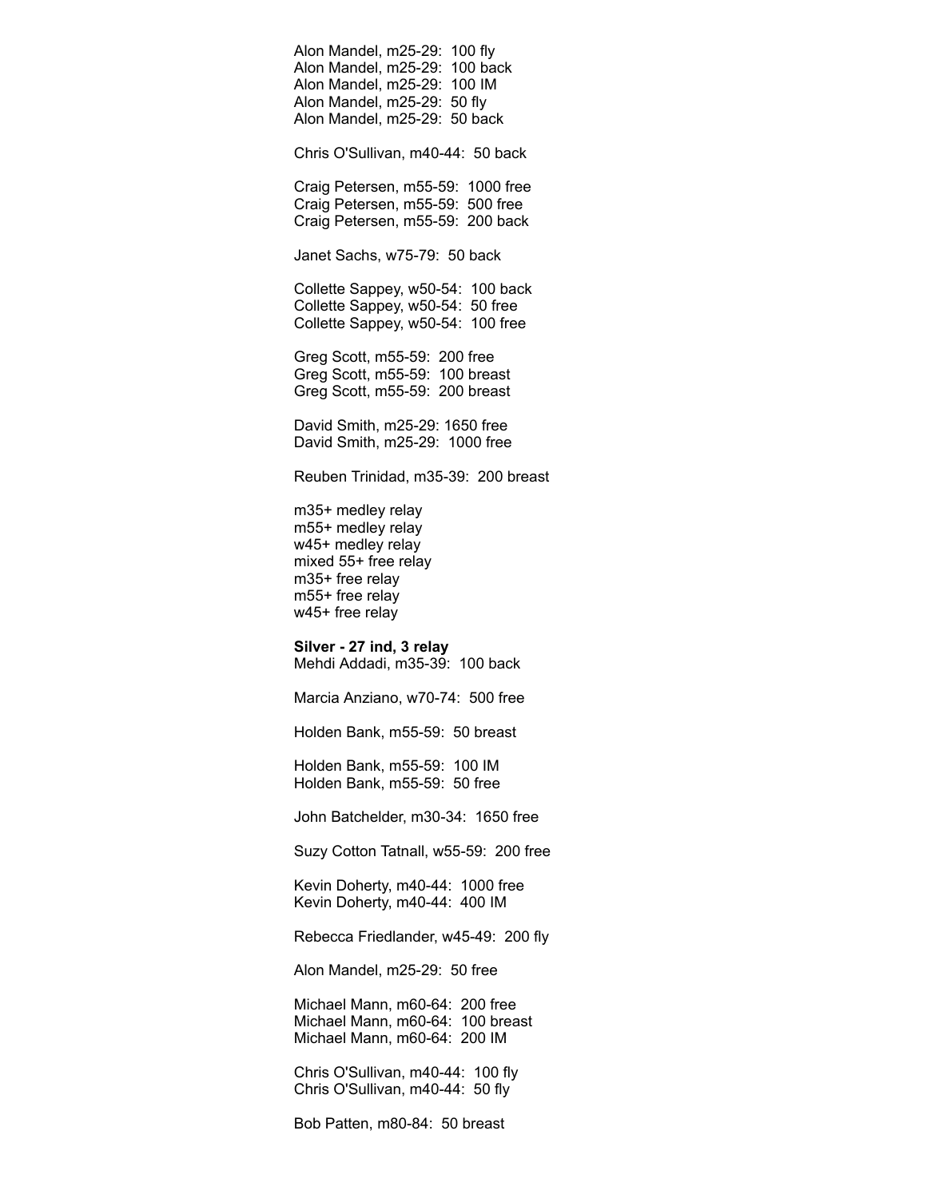Alon Mandel, m25-29:  100 fly
Alon Mandel, m25-29:  100 back
Alon Mandel, m25-29:  100 IM
Alon Mandel, m25-29:  50 fly
Alon Mandel, m25-29:  50 back

Chris O'Sullivan, m40-44:  50 back

Craig Petersen, m55-59:  1000 free
Craig Petersen, m55-59:  500 free
Craig Petersen, m55-59:  200 back

Janet Sachs, w75-79:  50 back

Collette Sappey, w50-54:  100 back
Collette Sappey, w50-54:  50 free
Collette Sappey, w50-54:  100 free

Greg Scott, m55-59:  200 free
Greg Scott, m55-59:  100 breast
Greg Scott, m55-59:  200 breast

David Smith, m25-29: 1650 free
David Smith, m25-29:  1000 free

Reuben Trinidad, m35-39:  200 breast

m35+ medley relay
m55+ medley relay
w45+ medley relay
mixed 55+ free relay
m35+ free relay
m55+ free relay
w45+ free relay

**Silver - 27 ind, 3 relay**
Mehdi Addadi, m35-39:  100 back

Marcia Anziano, w70-74:  500 free

Holden Bank, m55-59:  50 breast

Holden Bank, m55-59:  100 IM
Holden Bank, m55-59:  50 free

John Batchelder, m30-34:  1650 free

Suzy Cotton Tatnall, w55-59:  200 free

Kevin Doherty, m40-44:  1000 free
Kevin Doherty, m40-44:  400 IM

Rebecca Friedlander, w45-49:  200 fly

Alon Mandel, m25-29:  50 free

Michael Mann, m60-64:  200 free
Michael Mann, m60-64:  100 breast
Michael Mann, m60-64:  200 IM

Chris O'Sullivan, m40-44:  100 fly
Chris O'Sullivan, m40-44:  50 fly

Bob Patten, m80-84:  50 breast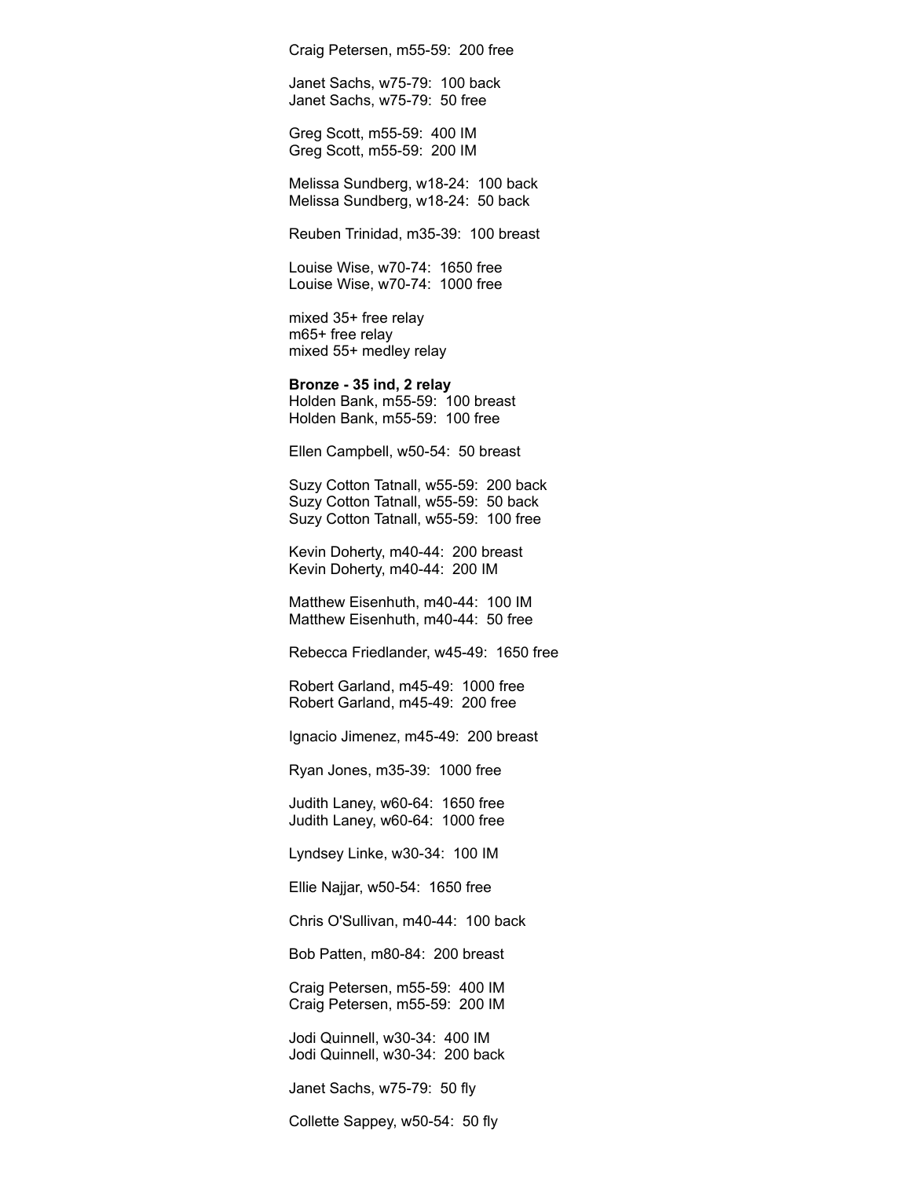Craig Petersen, m55-59:  200 free

Janet Sachs, w75-79:  100 back
Janet Sachs, w75-79:  50 free

Greg Scott, m55-59:  400 IM
Greg Scott, m55-59:  200 IM

Melissa Sundberg, w18-24:  100 back
Melissa Sundberg, w18-24:  50 back

Reuben Trinidad, m35-39:  100 breast

Louise Wise, w70-74:  1650 free
Louise Wise, w70-74:  1000 free

mixed 35+ free relay
m65+ free relay
mixed 55+ medley relay

**Bronze - 35 ind, 2 relay**
Holden Bank, m55-59:  100 breast
Holden Bank, m55-59:  100 free

Ellen Campbell, w50-54:  50 breast

Suzy Cotton Tatnall, w55-59:  200 back
Suzy Cotton Tatnall, w55-59:  50 back
Suzy Cotton Tatnall, w55-59:  100 free

Kevin Doherty, m40-44:  200 breast
Kevin Doherty, m40-44:  200 IM

Matthew Eisenhuth, m40-44:  100 IM
Matthew Eisenhuth, m40-44:  50 free

Rebecca Friedlander, w45-49:  1650 free

Robert Garland, m45-49:  1000 free
Robert Garland, m45-49:  200 free

Ignacio Jimenez, m45-49:  200 breast

Ryan Jones, m35-39:  1000 free

Judith Laney, w60-64:  1650 free
Judith Laney, w60-64:  1000 free

Lyndsey Linke, w30-34:  100 IM

Ellie Najjar, w50-54:  1650 free

Chris O'Sullivan, m40-44:  100 back

Bob Patten, m80-84:  200 breast

Craig Petersen, m55-59:  400 IM
Craig Petersen, m55-59:  200 IM

Jodi Quinnell, w30-34:  400 IM
Jodi Quinnell, w30-34:  200 back

Janet Sachs, w75-79:  50 fly

Collette Sappey, w50-54:  50 fly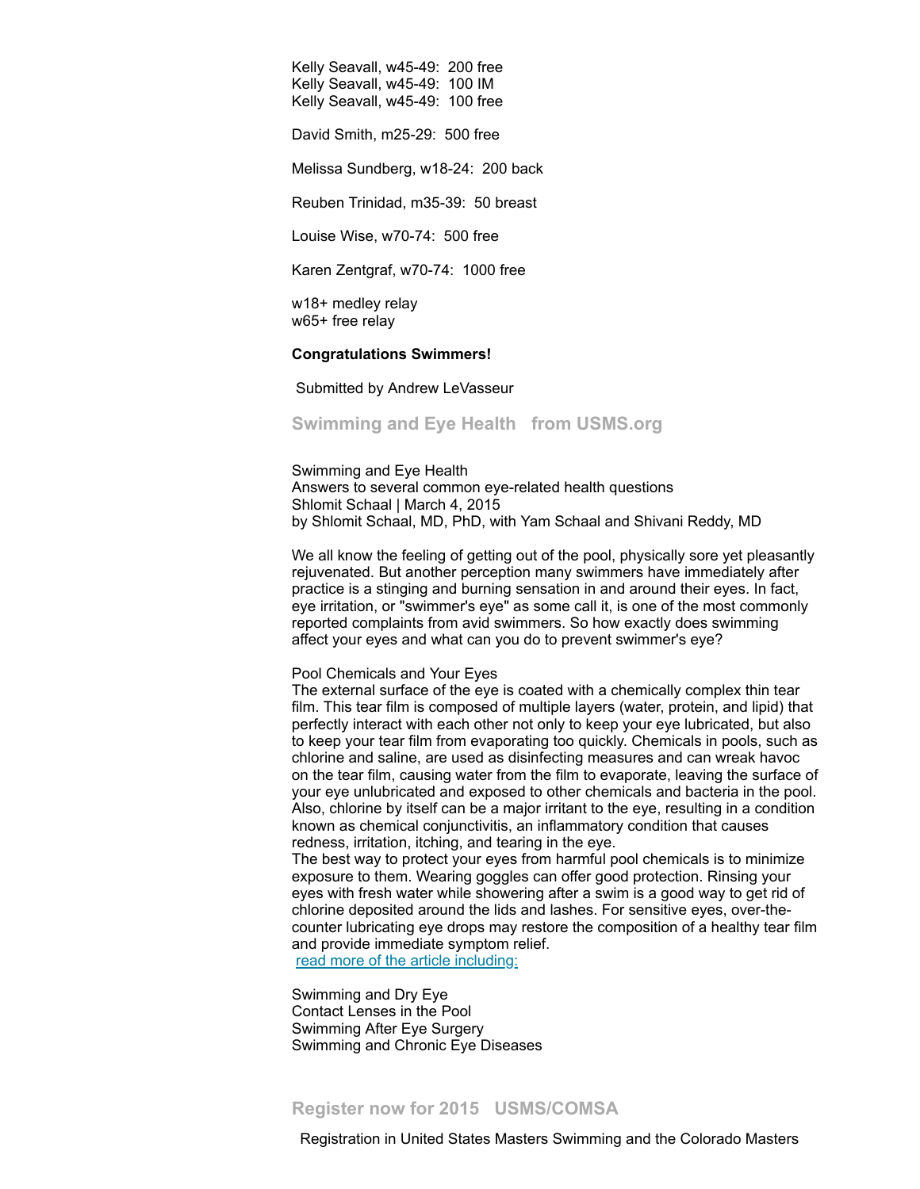Kelly Seavall, w45-49: 200 free
Kelly Seavall, w45-49: 100 IM
Kelly Seavall, w45-49: 100 free

David Smith, m25-29: 500 free

Melissa Sundberg, w18-24: 200 back

Reuben Trinidad, m35-39: 50 breast

Louise Wise, w70-74: 500 free

Karen Zentgraf, w70-74: 1000 free

w18+ medley relay
w65+ free relay

**Congratulations Swimmers!**

Submitted by Andrew LeVasseur

## Swimming and Eye Health from USMS.org

Swimming and Eye Health
Answers to several common eye-related health questions
Shlomit Schaal | March 4, 2015
by Shlomit Schaal, MD, PhD, with Yam Schaal and Shivani Reddy, MD

We all know the feeling of getting out of the pool, physically sore yet pleasantly rejuvenated. But another perception many swimmers have immediately after practice is a stinging and burning sensation in and around their eyes. In fact, eye irritation, or "swimmer's eye" as some call it, is one of the most commonly reported complaints from avid swimmers. So how exactly does swimming affect your eyes and what can you do to prevent swimmer's eye?

Pool Chemicals and Your Eyes
The external surface of the eye is coated with a chemically complex thin tear film. This tear film is composed of multiple layers (water, protein, and lipid) that perfectly interact with each other not only to keep your eye lubricated, but also to keep your tear film from evaporating too quickly. Chemicals in pools, such as chlorine and saline, are used as disinfecting measures and can wreak havoc on the tear film, causing water from the film to evaporate, leaving the surface of your eye unlubricated and exposed to other chemicals and bacteria in the pool. Also, chlorine by itself can be a major irritant to the eye, resulting in a condition known as chemical conjunctivitis, an inflammatory condition that causes redness, irritation, itching, and tearing in the eye.
The best way to protect your eyes from harmful pool chemicals is to minimize exposure to them. Wearing goggles can offer good protection. Rinsing your eyes with fresh water while showering after a swim is a good way to get rid of chlorine deposited around the lids and lashes. For sensitive eyes, over-the-counter lubricating eye drops may restore the composition of a healthy tear film and provide immediate symptom relief.
read more of the article including:

Swimming and Dry Eye
Contact Lenses in the Pool
Swimming After Eye Surgery
Swimming and Chronic Eye Diseases

## Register now for 2015 USMS/COMSA

Registration in United States Masters Swimming and the Colorado Masters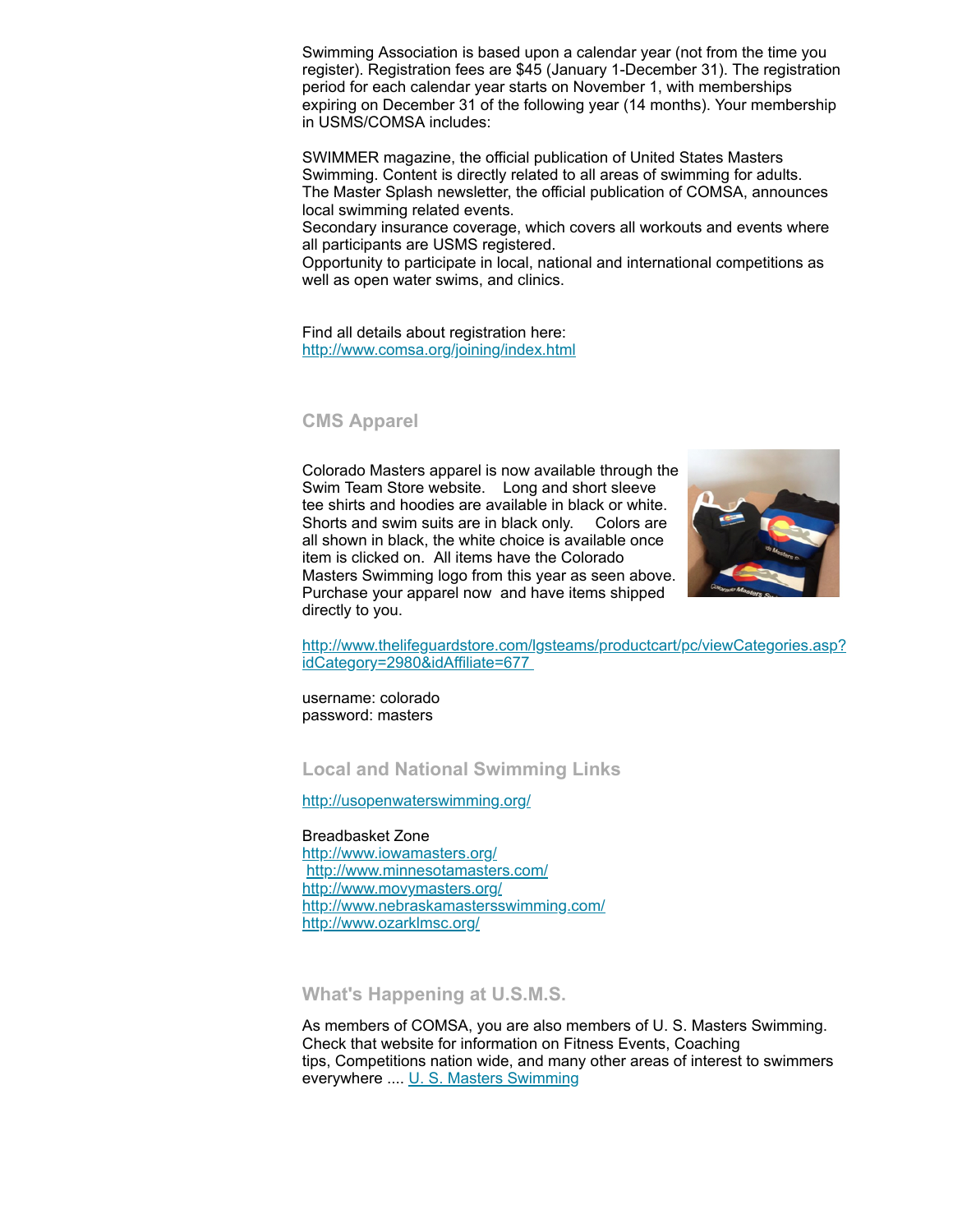Swimming Association is based upon a calendar year (not from the time you register). Registration fees are $45 (January 1-December 31). The registration period for each calendar year starts on November 1, with memberships expiring on December 31 of the following year (14 months). Your membership in USMS/COMSA includes:

SWIMMER magazine, the official publication of United States Masters Swimming. Content is directly related to all areas of swimming for adults.
The Master Splash newsletter, the official publication of COMSA, announces local swimming related events.
Secondary insurance coverage, which covers all workouts and events where all participants are USMS registered.
Opportunity to participate in local, national and international competitions as well as open water swims, and clinics.

Find all details about registration here:
[http://www.comsa.org/joining/index.html](http://www.comsa.org/joining/index.html)

### CMS Apparel

Colorado Masters apparel is now available through the Swim Team Store website. Long and short sleeve tee shirts and hoodies are available in black or white. Shorts and swim suits are in black only. Colors are all shown in black, the white choice is available once item is clicked on. All items have the Colorado Masters Swimming logo from this year as seen above. Purchase your apparel now and have items shipped directly to you.

[http://www.thelifeguardstore.com/lgsteams/productcart/pc/viewCategories.asp?idCategory=2980&idAffiliate=677](http://www.thelifeguardstore.com/lgsteams/productcart/pc/viewCategories.asp?idCategory=2980&idAffiliate=677)

username: colorado
password: masters

### Local and National Swimming Links

[http://usopenwaterswimming.org/](http://usopenwaterswimming.org/)

Breadbasket Zone
[http://www.iowamasters.org/](http://www.iowamasters.org/)
[http://www.minnesotamasters.com/](http://www.minnesotamasters.com/)
[http://www.movymasters.org/](http://www.movymasters.org/)
[http://www.nebraskamastersswimming.com/](http://www.nebraskamastersswimming.com/)
[http://www.ozarklmsc.org/](http://www.ozarklmsc.org/)

### What's Happening at U.S.M.S.

As members of COMSA, you are also members of U. S. Masters Swimming. Check that website for information on Fitness Events, Coaching tips, Competitions nation wide, and many other areas of interest to swimmers everywhere .... U. S. Masters Swimming